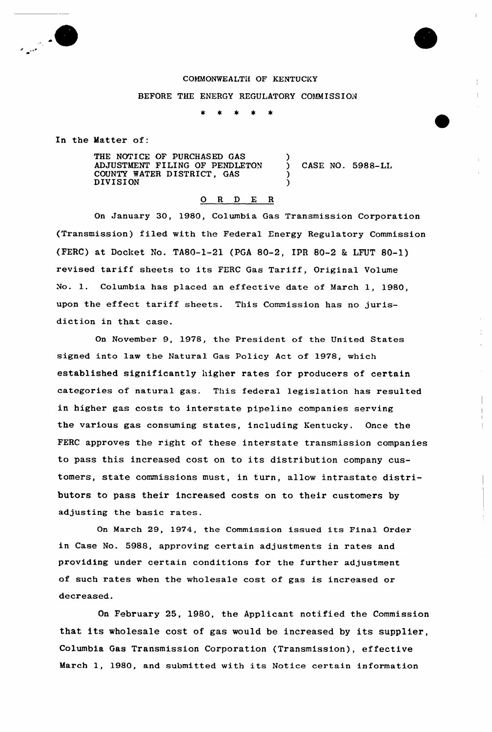COMMONWEALTH OF KENTUCKY

BEFORE THE ENERGY REGULATORY COMMISSION

\* \* \* \* \*

In the Matter of:

THE NOTICE OF PURCHASED GAS ADJUSTMENT FILING OF PENDLETON COUNTY WATER DISTRICT, GAS DIVISION ) CASE NO. 5988-LL

O R D E R

On January 30, 1980, Columbia Gas Transmission Corporation (Transmission) filed with the Federal Energy Regulatory Commission (FERC) at Docket No. TA80-1-21 (PGA 80-2, IPR 80-2 & LFUT 80-1) revised tariff sheets to its FERC Gas Tariff, Original Volume No. 1. Columbia has placed an effective date of March 1, 1980, upon the effect tariff sheets. This Commission has no jurisdiction in that case.

On November 9, 1978, the President of the United States signed into law the Natural Gas Policy Act of 1978, which established significantly higher rates for producers of certain categories of natural gas. This federal legislation has resulted in higher gas costs to interstate pipeline companies serving the various gas consuming states, including Kentucky. Once the FERC approves the right of these interstate transmission companies to pass this increased cost on to its distribution company customers, state commissions must, in turn, allow intrastate distributors to pass their increased costs on to their customers by adjusting the basic rates.

On March 29, 1974, the Commission issued its Final Order in Case No. 5988, approving certain adjustments in rates and providing under certain conditions for the further adjustment of such rates when the wholesale cost of gas is increased or decreased.

On February 25, 1980, the Applicant notified the Commission that its wholesale cost of gas would be increased by its supplier, Columbia Gas Transmission Corporation (Transmission), effective March 1, 1980, and submitted with its Notice certain information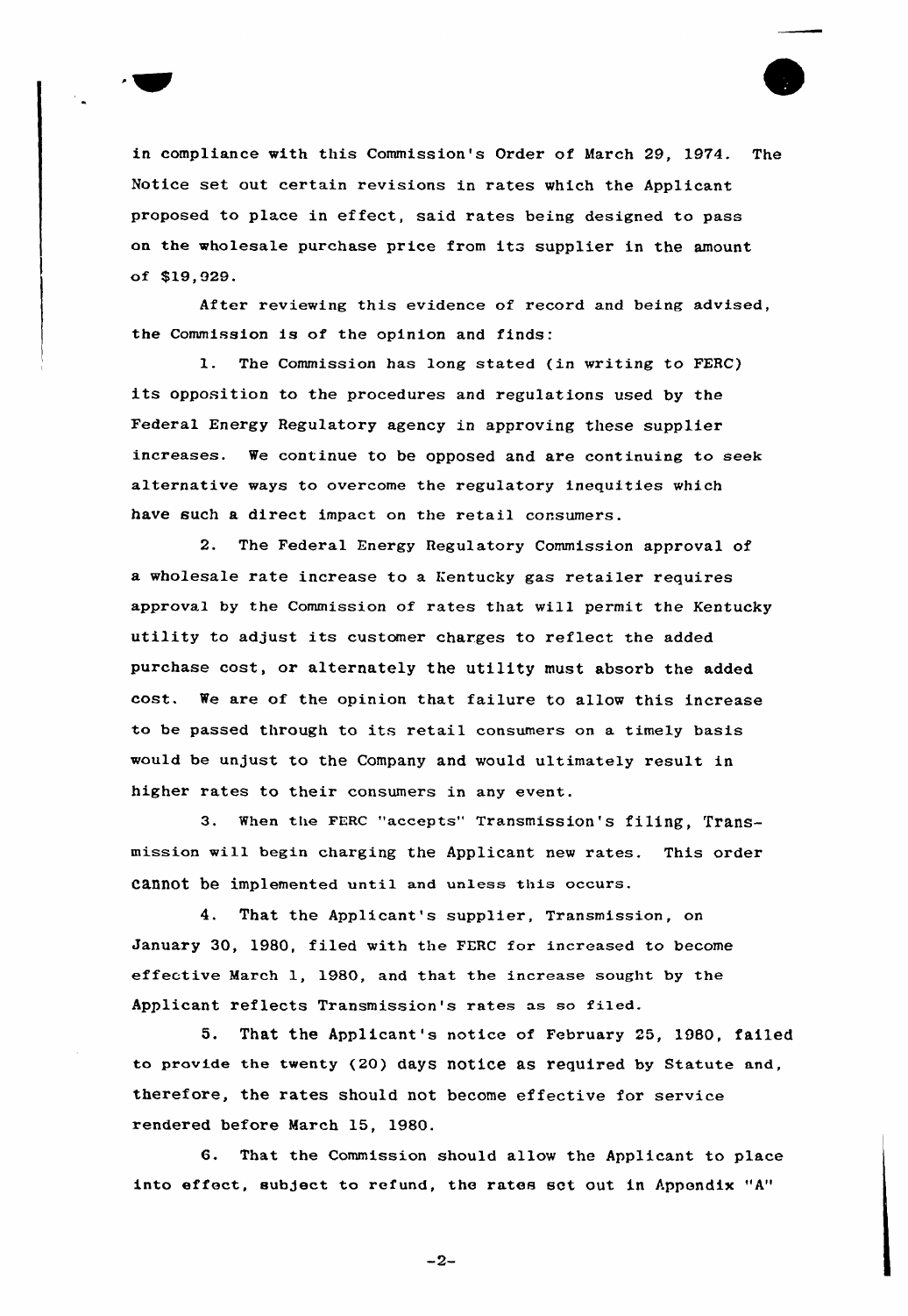in compliance with this Commission's Order of March 29, 1974. The Notice set out certain revisions in rates which the Applicant proposed to place in effect, said rates being designed to pass on the wholesale purchase price from its supplier in the amount of $19,929.

After reviewing this evidence of record and being advised, the Commission is of the opinion and finds:

1. The Commission has long stated (in writing to FERC) its opposition to the procedures and regulations used by the Federal Energy Regulatory agency in approving these supplier increases. We continue to be opposed and are continuing to seek alternative ways to overcome the regulatory inequities which have such a direct impact on the retail consumers.

2. The Federal Energy Regulatory Commission approval of a wholesale rate increase to a Kentucky gas retailer requires approval by the Commission of rates that will permit the Kentucky utility to adjust its customer charges to reflect the added purchase cost, or alternately the utility must absorb the added cost. We are of the opinion that failure to allow this increase to be passed through to its retail consumers on a timely basis would be unjust to the Company and would ultimately result in higher rates to their consumers in any event.

3. When the FERC "accepts" Transmission's filing, Transmission will begin charging the Applicant new rates. This order cannot be implemented until and unless this occurs.

4. That the Applicant's supplier, Transmission, on January 30, 1980, filed with the FERC for increased to become effective March 1, 1980, and that the increase sought by the Applicant reflects Transmission's rates as so filed.

5. That the Applicant's notice of February 25, 1980, failed to provide the twenty (20) days notice as required by Statute and, therefore, the rates should not become effective for service rendered before March 15, 1980.

6. That the Commission should allow the Applicant to place into effect, subject to refund, the rates set out in Appendix "A"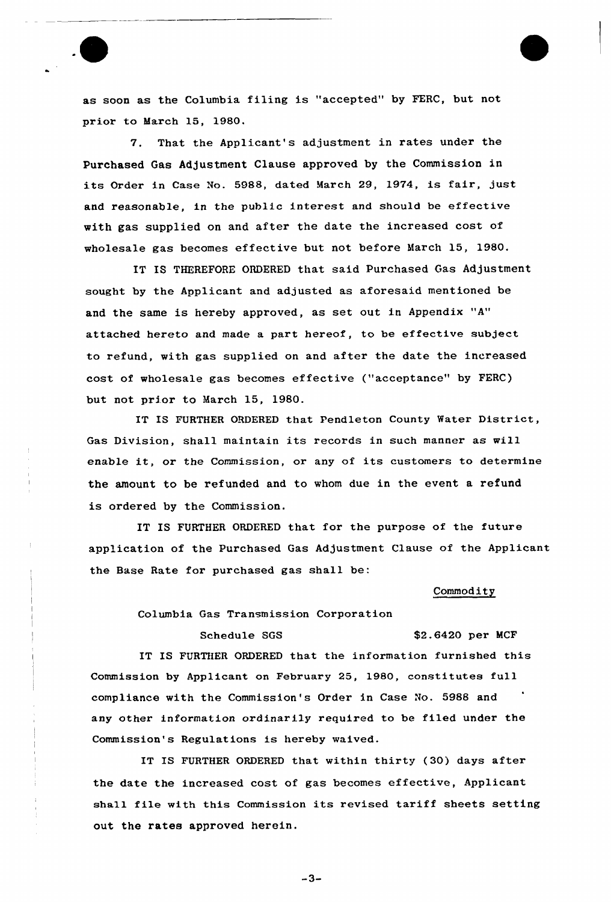as soon as the Columbia filing is "accepted" by FERC, but not prior to March 15, 1980.

7. That the Applicant's adjustment in rates under the Purchased Gas Adjustment Clause approved by the Commission in its Order in Case No. 5988, dated March 29, 1974, is fair, just and reasonable, in the public interest and should be effective with gas supplied on and after the date the increased cost of wholesale gas becomes effective but not before March 15, 1980.

IT IS THEREFORE ORDERED that said Purchased Gas Adjustment sought by the Applicant and adjusted as aforesaid mentioned be and the same is hereby approved, as set out in Appendix "A" attached hereto and made a part hereof, to be effective subject to refund, with gas supplied on and after the date the increased cost of wholesale gas becomes effective ("acceptance" by FERC) but not prior to March 15, 1980.

IT IS FURTHER ORDERED that Pendleton County Water District, Gas Division, shall maintain its records in such manner as will enable it, or the Commission, or any of its customers to determine the amount to be refunded and to whom due in the event a refund is ordered by the Commission.

IT IS FURTHER ORDERED that for the purpose of the future application of the Purchased Gas Adjustment Clause of the Applicant the Base Rate for purchased gas shall be:

| | Commodity |
|---|---|
| Columbia Gas Transmission Corporation | |
| Schedule SGS | $2.6420 per MCF |

IT IS FURTHER ORDERED that the information furnished this Commission by Applicant on February 25, 1980, constitutes full compliance with the Commission's Order in Case No. 5988 and any other information ordinarily required to be filed under the Commission's Regulations is hereby waived.

IT IS FURTHER ORDERED that within thirty (30) days after the date the increased cost of gas becomes effective, Applicant shall file with this Commission its revised tariff sheets setting out the rates approved herein.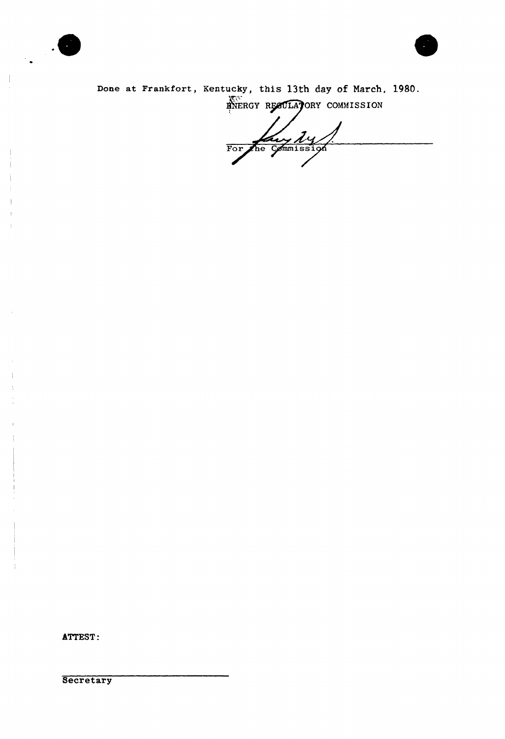Done at Frankfort, Kentucky, this 13th day of March, 1980.

ENERGY REGULATORY COMMISSION

For the Commission

ATTEST:

Secretary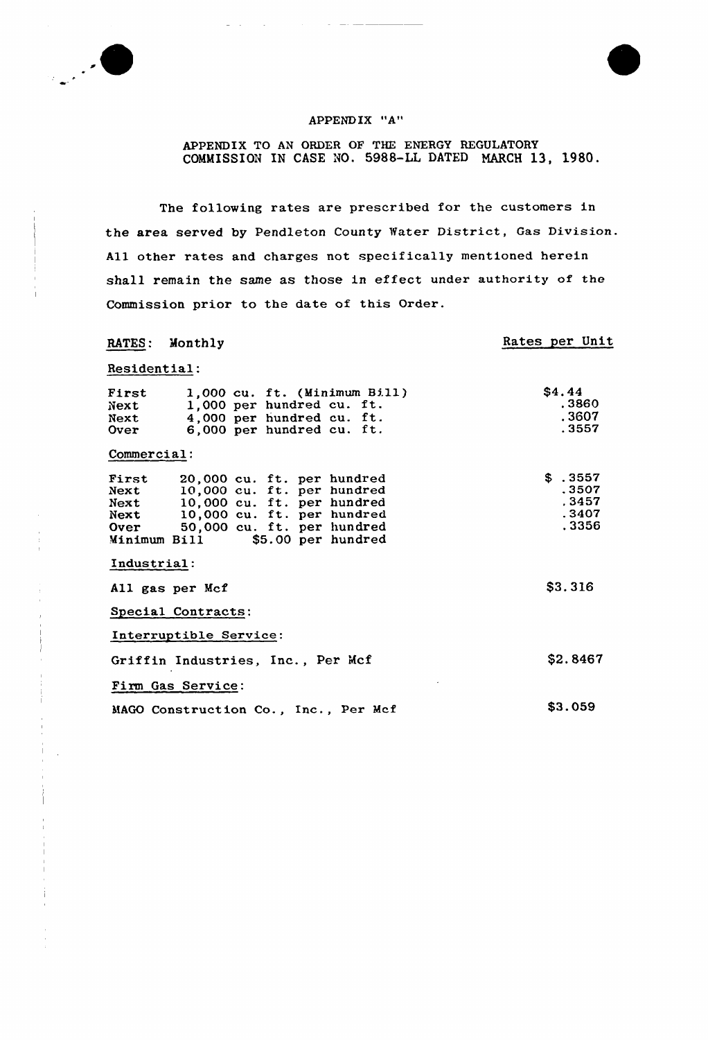APPENDIX "A"

APPENDIX TO AN ORDER OF THE ENERGY REGULATORY COMMISSION IN CASE NO. 5988-LL DATED MARCH 13, 1980.

The following rates are prescribed for the customers in the area served by Pendleton County Water District, Gas Division. All other rates and charges not specifically mentioned herein shall remain the same as those in effect under authority of the Commission prior to the date of this Order.

| RATES: Monthly | | Rates per Unit |
|---|---|---|
| **Residential:** | | |
| First | 1,000 cu. ft. (Minimum Bill) | $4.44 |
| Next | 1,000 per hundred cu. ft. | .3860 |
| Next | 4,000 per hundred cu. ft. | .3607 |
| Over | 6,000 per hundred cu. ft. | .3557 |
| **Commercial:** | | |
| First | 20,000 cu. ft. per hundred | $ .3557 |
| Next | 10,000 cu. ft. per hundred | .3507 |
| Next | 10,000 cu. ft. per hundred | .3457 |
| Next | 10,000 cu. ft. per hundred | .3407 |
| Over | 50,000 cu. ft. per hundred | .3356 |
| Minimum Bill | $5.00 per hundred | |
| **Industrial:** | | |
| All gas per Mcf | | $3.316 |
| **Special Contracts:** | | |
| **Interruptible Service:** | | |
| Griffin Industries, Inc., Per Mcf | | $2.8467 |
| **Firm Gas Service:** | | |
| MAGO Construction Co., Inc., Per Mcf | | $3.059 |